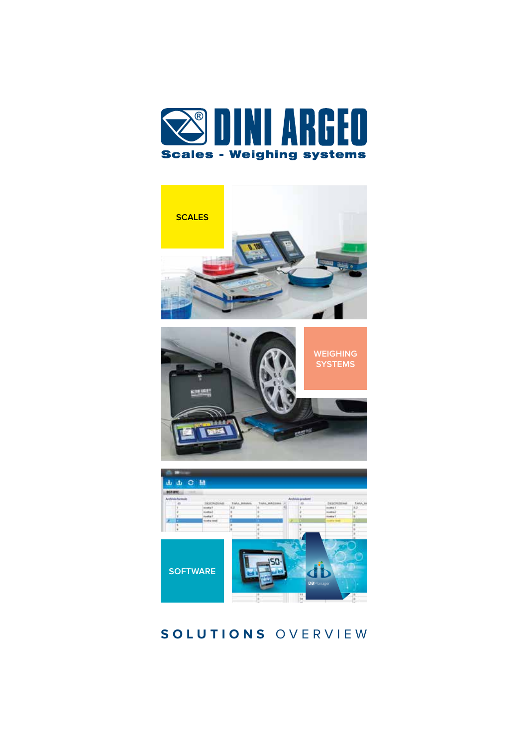# DINI ARGEO

**Scales - Weighing systems**

SCALES

WEIGHING SYSTEMS

SOFTWARE

**SOLUTIONS** OVERVIEW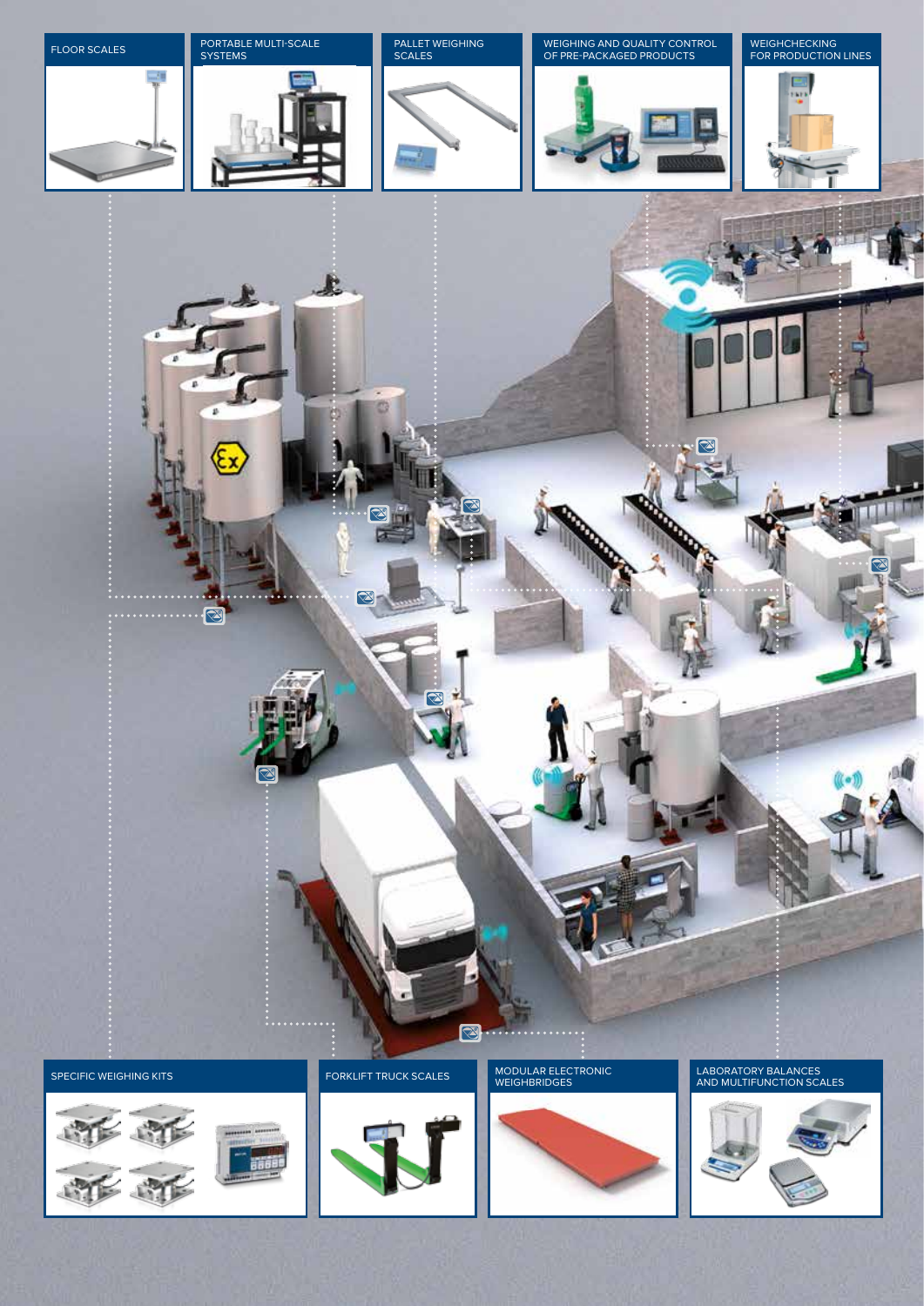FLOOR SCALES

PORTABLE MULTI-SCALE SYSTEMS

PALLET WEIGHING SCALES

WEIGHING AND QUALITY CONTROL OF PRE-PACKAGED PRODUCTS

WEIGHCHECKING FOR PRODUCTION LINES

SPECIFIC WEIGHING KITS

FORKLIFT TRUCK SCALES

MODULAR ELECTRONIC WEIGHBRIDGES

LABORATORY BALANCES AND MULTIFUNCTION SCALES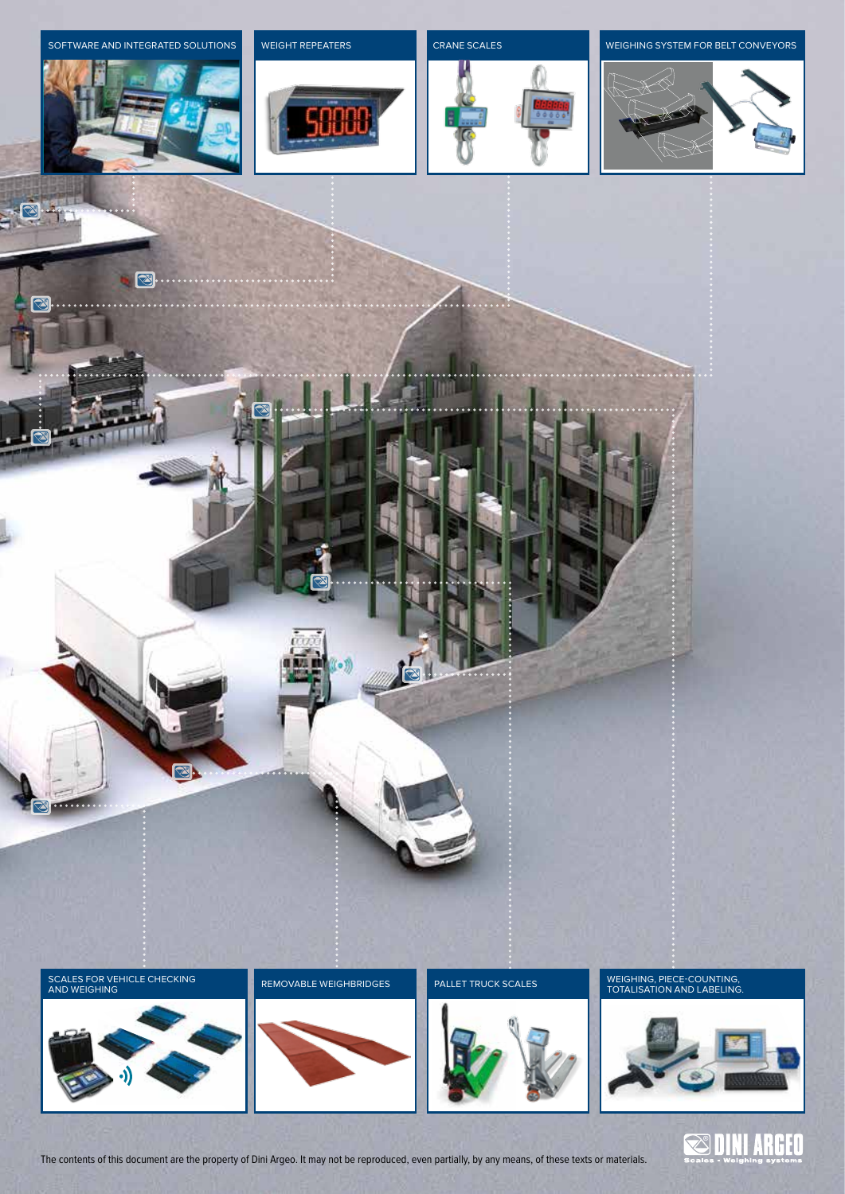SOFTWARE AND INTEGRATED SOLUTIONS

WEIGHT REPEATERS

CRANE SCALES

WEIGHING SYSTEM FOR BELT CONVEYORS

SCALES FOR VEHICLE CHECKING AND WEIGHING

REMOVABLE WEIGHBRIDGES

PALLET TRUCK SCALES

WEIGHING, PIECE-COUNTING, TOTALISATION AND LABELING.

The contents of this document are the property of Dini Argeo. It may not be reproduced, even partially, by any means, of these texts or materials.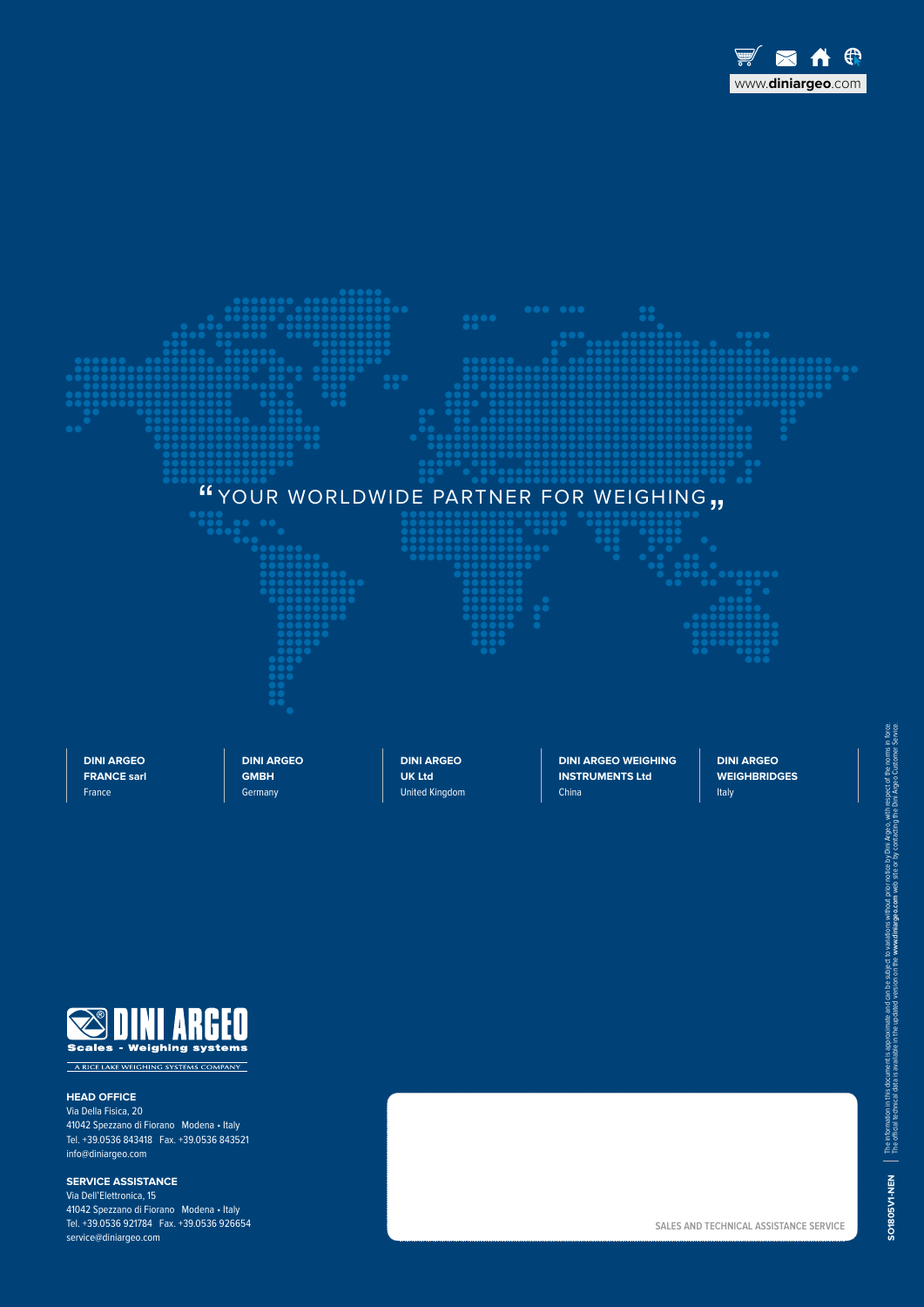www.diniargeo.com

“YOUR WORLDWIDE PARTNER FOR WEIGHING”

**DINI ARGEO FRANCE sarl**
France

**DINI ARGEO GMBH**
Germany

**DINI ARGEO UK Ltd**
United Kingdom

**DINI ARGEO WEIGHING INSTRUMENTS Ltd**
China

**DINI ARGEO WEIGHBRIDGES**
Italy

DINI ARGEO
Scales - Weighing systems
A RICE LAKE WEIGHING SYSTEMS COMPANY

**HEAD OFFICE**
Via Della Fisica, 20
41042 Spezzano di Fiorano Modena • Italy
Tel. +39.0536 843418 Fax. +39.0536 843521
info@diniargeo.com

**SERVICE ASSISTANCE**
Via Dell'Elettronica, 15
41042 Spezzano di Fiorano Modena • Italy
Tel. +39.0536 921784 Fax. +39.0536 926654
service@diniargeo.com

SALES AND TECHNICAL ASSISTANCE SERVICE

The information in this document is approximate and can be subject to variations without prior notice by Dini Argeo, with respect of the norms in force.
The official technical data is available in the updated version on the **www.diniargeo.com** web site or by contacting the Dini Argeo Customer Service.

**SO1805V1-NEN**